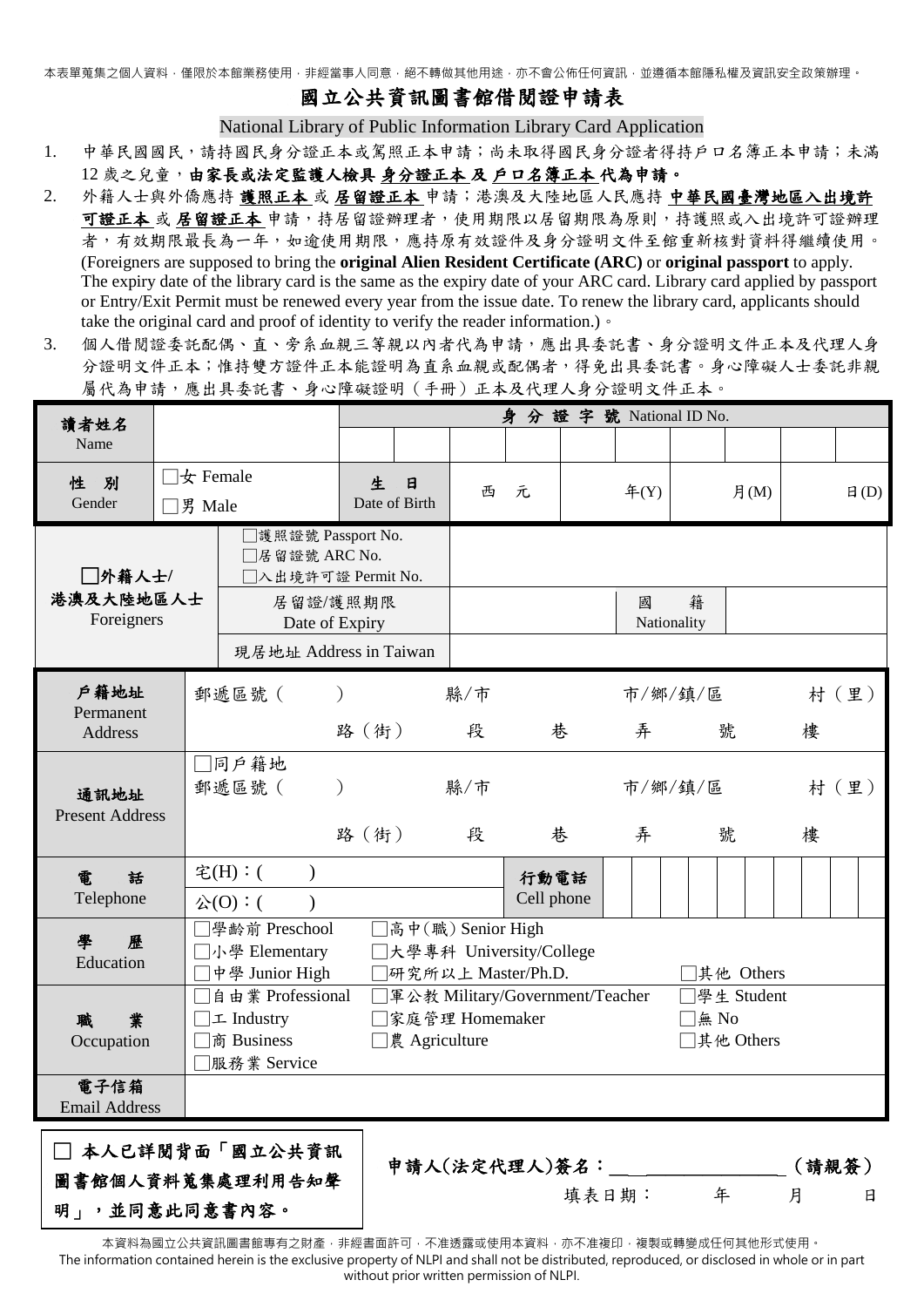本表單蒐集之個人資料，僅限於本館業務使用，非經當事人同意，絕不轉做其他用途，亦不會公佈任何資訊，並遵循本館隱私權及資訊安全政策辦理。

# 國立公共資訊圖書館借閱證申請表

National Library of Public Information Library Card Application

1. 中華民國國民，請持國民身分證正本或駕照正本申請；尚未取得國民身分證者得持戶口名簿正本申請；未滿 12 歲之兒童，**由家長或法定監護人檢具 身分證正本 及 戶口名簿正本 代為申請。**
2. 外籍人士與外僑應持 **護照正本** 或 **居留證正本** 申請；港澳及大陸地區人民應持 **中華民國臺灣地區入出境許可證正本** 或 **居留證正本** 申請，持居留證辦理者，使用期限以居留期限為原則，持護照或入出境許可證辦理者，有效期限最長為一年，如逾使用期限，應持原有效證件及身分證明文件至館重新核對資料得繼續使用。(Foreigners are supposed to bring the **original Alien Resident Certificate (ARC)** or **original passport** to apply. The expiry date of the library card is the same as the expiry date of your ARC card. Library card applied by passport or Entry/Exit Permit must be renewed every year from the issue date. To renew the library card, applicants should take the original card and proof of identity to verify the reader information.)。
3. 個人借閱證委託配偶、直、旁系血親三等親以內者代為申請，應出具委託書、身分證明文件正本及代理人身分證明文件正本；惟持雙方證件正本能證明為直系血親或配偶者，得免出具委託書。身心障礙人士委託非親屬代為申請，應出具委託書、身心障礙證明（手冊）正本及代理人身分證明文件正本。

| 讀者姓名 Name | | 身分證字號 National ID No. | | | | | | | | | |
|---|---|---|---|---|---|---|---|---|---|---|---|
| 性 別 Gender | □女 Female □男 Male | 生 日 Date of Birth | 西 元 | | 年(Y) | | 月(M) | | 日(D) | | |

| □外籍人士/港澳及大陸地區人士 Foreigners | □護照證號 Passport No. □居留證號 ARC No. □入出境許可證 Permit No. | | | |
|---|---|---|---|---|
| | 居留證/護照期限 Date of Expiry | | 國籍 Nationality | |
| | 現居地址 Address in Taiwan | | | |

| 欄位 | 內容 |
|---|---|
| 戶籍地址 Permanent Address | 郵遞區號（ ） 縣/市 市/鄉/鎮/區 村（里） 路（街） 段 巷 弄 號 樓 |
| 通訊地址 Present Address | □同戶籍地 郵遞區號（ ） 縣/市 市/鄉/鎮/區 村（里） 路（街） 段 巷 弄 號 樓 |
| 電 話 Telephone | 宅(H)：( ) 公(O)：( ) 行動電話 Cell phone |
| 學 歷 Education | □學齡前 Preschool □高中(職) Senior High □小學 Elementary □大學專科 University/College □中學 Junior High □研究所以上 Master/Ph.D. □其他 Others |
| 職 業 Occupation | □自由業 Professional □軍公教 Military/Government/Teacher □學生 Student □工 Industry □家庭管理 Homemaker □無 No □商 Business □農 Agriculture □其他 Others □服務業 Service |
| 電子信箱 Email Address | |

□ **本人已詳閱背面「國立公共資訊圖書館個人資料蒐集處理利用告知聲明」，並同意此同意書內容。**

**申請人(法定代理人)簽名：________________（請親簽）**

填表日期： 年 月 日

本資料為國立公共資訊圖書館專有之財產，非經書面許可，不准透露或使用本資料，亦不准複印，複製或轉變成任何其他形式使用。
The information contained herein is the exclusive property of NLPI and shall not be distributed, reproduced, or disclosed in whole or in part without prior written permission of NLPI.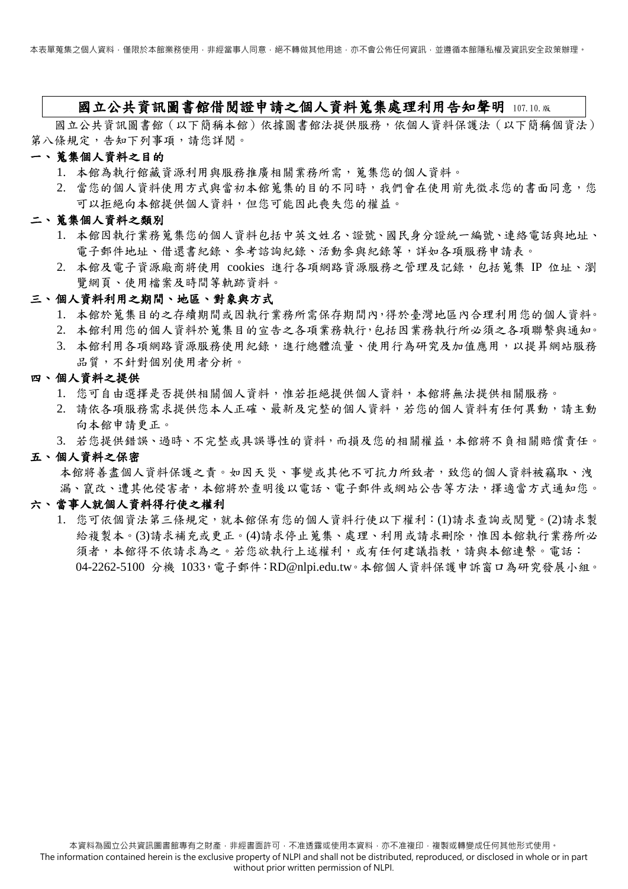本表單蒐集之個人資料，僅限於本館業務使用，非經當事人同意，絕不轉做其他用途，亦不會公佈任何資訊，並遵循本館隱私權及資訊安全政策辦理。

# 國立公共資訊圖書館借閱證申請之個人資料蒐集處理利用告知聲明 107.10.版

國立公共資訊圖書館（以下簡稱本館）依據圖書館法提供服務，依個人資料保護法（以下簡稱個資法）第八條規定，告知下列事項，請您詳閱。

## 一、蒐集個人資料之目的

1. 本館為執行館藏資源利用與服務推廣相關業務所需，蒐集您的個人資料。
2. 當您的個人資料使用方式與當初本館蒐集的目的不同時，我們會在使用前先徵求您的書面同意，您可以拒絕向本館提供個人資料，但您可能因此喪失您的權益。

## 二、蒐集個人資料之類別

1. 本館因執行業務蒐集您的個人資料包括中英文姓名、證號、國民身分證統一編號、連絡電話與地址、電子郵件地址、借還書紀錄、參考諮詢紀錄、活動參與紀錄等，詳如各項服務申請表。
2. 本館及電子資源廠商將使用 cookies 進行各項網路資源服務之管理及記錄，包括蒐集 IP 位址、瀏覽網頁、使用檔案及時間等軌跡資料。

## 三、個人資料利用之期間、地區、對象與方式

1. 本館於蒐集目的之存續期間或因執行業務所需保存期間內,得於臺灣地區內合理利用您的個人資料。
2. 本館利用您的個人資料於蒐集目的宣告之各項業務執行,包括因業務執行所必須之各項聯繫與通知。
3. 本館利用各項網路資源服務使用紀錄，進行總體流量、使用行為研究及加值應用，以提昇網站服務品質，不針對個別使用者分析。

## 四、個人資料之提供

1. 您可自由選擇是否提供相關個人資料，惟若拒絕提供個人資料，本館將無法提供相關服務。
2. 請依各項服務需求提供您本人正確、最新及完整的個人資料，若您的個人資料有任何異動，請主動向本館申請更正。
3. 若您提供錯誤、過時、不完整或具誤導性的資料，而損及您的相關權益，本館將不負相關賠償責任。

## 五、個人資料之保密

本館將善盡個人資料保護之責。如因天災、事變或其他不可抗力所致者，致您的個人資料被竊取、洩漏、竄改、遭其他侵害者，本館將於查明後以電話、電子郵件或網站公告等方法，擇適當方式通知您。

## 六、當事人就個人資料得行使之權利

1. 您可依個資法第三條規定，就本館保有您的個人資料行使以下權利：(1)請求查詢或閱覽。(2)請求製給複製本。(3)請求補充或更正。(4)請求停止蒐集、處理、利用或請求刪除，惟因本館執行業務所必須者，本館得不依請求為之。若您欲執行上述權利，或有任何建議指教，請與本館連繫。電話：04-2262-5100 分機 1033，電子郵件：RD@nlpi.edu.tw。本館個人資料保護申訴窗口為研究發展小組。

本資料為國立公共資訊圖書館專有之財產，非經書面許可，不准透露或使用本資料，亦不准複印，複製或轉變成任何其他形式使用。
The information contained herein is the exclusive property of NLPI and shall not be distributed, reproduced, or disclosed in whole or in part without prior written permission of NLPI.